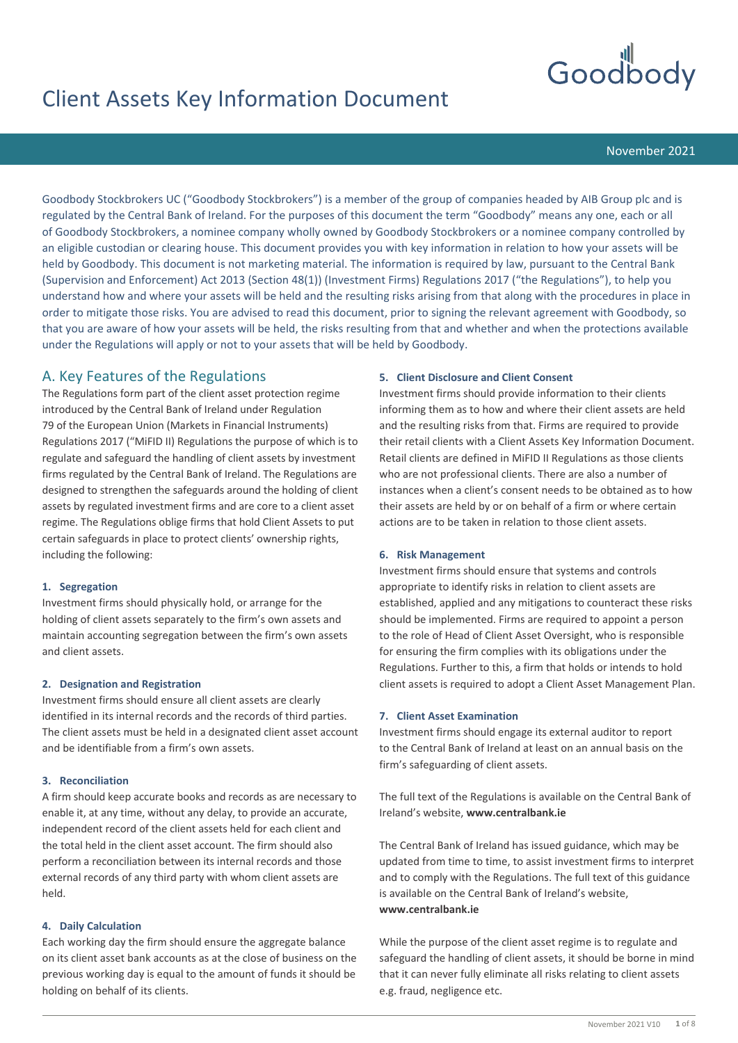# Client Assets Key Information Document

November 2021

Goodbody Stockbrokers UC ("Goodbody Stockbrokers") is a member of the group of companies headed by AIB Group plc and is regulated by the Central Bank of Ireland. For the purposes of this document the term "Goodbody" means any one, each or all of Goodbody Stockbrokers, a nominee company wholly owned by Goodbody Stockbrokers or a nominee company controlled by an eligible custodian or clearing house. This document provides you with key information in relation to how your assets will be held by Goodbody. This document is not marketing material. The information is required by law, pursuant to the Central Bank (Supervision and Enforcement) Act 2013 (Section 48(1)) (Investment Firms) Regulations 2017 ("the Regulations"), to help you understand how and where your assets will be held and the resulting risks arising from that along with the procedures in place in order to mitigate those risks. You are advised to read this document, prior to signing the relevant agreement with Goodbody, so that you are aware of how your assets will be held, the risks resulting from that and whether and when the protections available under the Regulations will apply or not to your assets that will be held by Goodbody.

## A. Key Features of the Regulations

The Regulations form part of the client asset protection regime introduced by the Central Bank of Ireland under Regulation 79 of the European Union (Markets in Financial Instruments) Regulations 2017 ("MiFID II) Regulations the purpose of which is to regulate and safeguard the handling of client assets by investment firms regulated by the Central Bank of Ireland. The Regulations are designed to strengthen the safeguards around the holding of client assets by regulated investment firms and are core to a client asset regime. The Regulations oblige firms that hold Client Assets to put certain safeguards in place to protect clients' ownership rights, including the following:

**1. Segregation**

Investment firms should physically hold, or arrange for the holding of client assets separately to the firm's own assets and maintain accounting segregation between the firm's own assets and client assets.

**2. Designation and Registration**

Investment firms should ensure all client assets are clearly identified in its internal records and the records of third parties. The client assets must be held in a designated client asset account and be identifiable from a firm's own assets.

**3. Reconciliation**

A firm should keep accurate books and records as are necessary to enable it, at any time, without any delay, to provide an accurate, independent record of the client assets held for each client and the total held in the client asset account. The firm should also perform a reconciliation between its internal records and those external records of any third party with whom client assets are held.

**4. Daily Calculation**

Each working day the firm should ensure the aggregate balance on its client asset bank accounts as at the close of business on the previous working day is equal to the amount of funds it should be holding on behalf of its clients.

**5. Client Disclosure and Client Consent**

Investment firms should provide information to their clients informing them as to how and where their client assets are held and the resulting risks from that. Firms are required to provide their retail clients with a Client Assets Key Information Document. Retail clients are defined in MiFID II Regulations as those clients who are not professional clients. There are also a number of instances when a client's consent needs to be obtained as to how their assets are held by or on behalf of a firm or where certain actions are to be taken in relation to those client assets.

**6. Risk Management**

Investment firms should ensure that systems and controls appropriate to identify risks in relation to client assets are established, applied and any mitigations to counteract these risks should be implemented. Firms are required to appoint a person to the role of Head of Client Asset Oversight, who is responsible for ensuring the firm complies with its obligations under the Regulations. Further to this, a firm that holds or intends to hold client assets is required to adopt a Client Asset Management Plan.

**7. Client Asset Examination**

Investment firms should engage its external auditor to report to the Central Bank of Ireland at least on an annual basis on the firm's safeguarding of client assets.

The full text of the Regulations is available on the Central Bank of Ireland's website, **www.centralbank.ie**

The Central Bank of Ireland has issued guidance, which may be updated from time to time, to assist investment firms to interpret and to comply with the Regulations. The full text of this guidance is available on the Central Bank of Ireland's website, **www.centralbank.ie**

While the purpose of the client asset regime is to regulate and safeguard the handling of client assets, it should be borne in mind that it can never fully eliminate all risks relating to client assets e.g. fraud, negligence etc.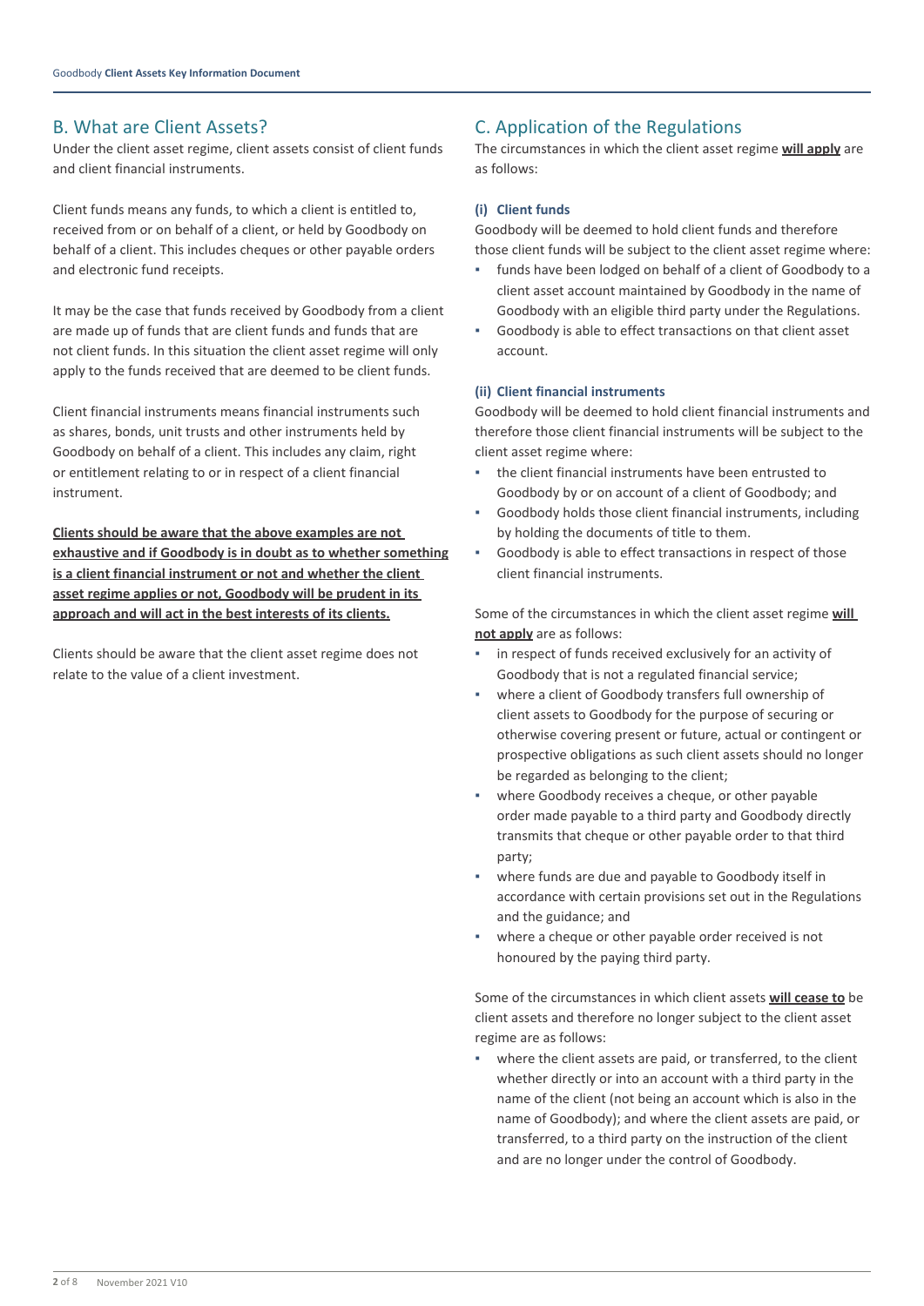## B. What are Client Assets?

Under the client asset regime, client assets consist of client funds and client financial instruments.

Client funds means any funds, to which a client is entitled to, received from or on behalf of a client, or held by Goodbody on behalf of a client. This includes cheques or other payable orders and electronic fund receipts.

It may be the case that funds received by Goodbody from a client are made up of funds that are client funds and funds that are not client funds. In this situation the client asset regime will only apply to the funds received that are deemed to be client funds.

Client financial instruments means financial instruments such as shares, bonds, unit trusts and other instruments held by Goodbody on behalf of a client. This includes any claim, right or entitlement relating to or in respect of a client financial instrument.

**Clients should be aware that the above examples are not exhaustive and if Goodbody is in doubt as to whether something is a client financial instrument or not and whether the client asset regime applies or not, Goodbody will be prudent in its approach and will act in the best interests of its clients.**

Clients should be aware that the client asset regime does not relate to the value of a client investment.

## C. Application of the Regulations

The circumstances in which the client asset regime **will apply** are as follows:

### (i) Client funds

Goodbody will be deemed to hold client funds and therefore those client funds will be subject to the client asset regime where:

- funds have been lodged on behalf of a client of Goodbody to a client asset account maintained by Goodbody in the name of Goodbody with an eligible third party under the Regulations.
- Goodbody is able to effect transactions on that client asset account.

### (ii) Client financial instruments

Goodbody will be deemed to hold client financial instruments and therefore those client financial instruments will be subject to the client asset regime where:

- the client financial instruments have been entrusted to Goodbody by or on account of a client of Goodbody; and
- Goodbody holds those client financial instruments, including by holding the documents of title to them.
- Goodbody is able to effect transactions in respect of those client financial instruments.

Some of the circumstances in which the client asset regime **will not apply** are as follows:

- in respect of funds received exclusively for an activity of Goodbody that is not a regulated financial service;
- where a client of Goodbody transfers full ownership of client assets to Goodbody for the purpose of securing or otherwise covering present or future, actual or contingent or prospective obligations as such client assets should no longer be regarded as belonging to the client;
- where Goodbody receives a cheque, or other payable order made payable to a third party and Goodbody directly transmits that cheque or other payable order to that third party;
- where funds are due and payable to Goodbody itself in accordance with certain provisions set out in the Regulations and the guidance; and
- where a cheque or other payable order received is not honoured by the paying third party.

Some of the circumstances in which client assets **will cease to** be client assets and therefore no longer subject to the client asset regime are as follows:

- where the client assets are paid, or transferred, to the client whether directly or into an account with a third party in the name of the client (not being an account which is also in the name of Goodbody); and where the client assets are paid, or transferred, to a third party on the instruction of the client and are no longer under the control of Goodbody.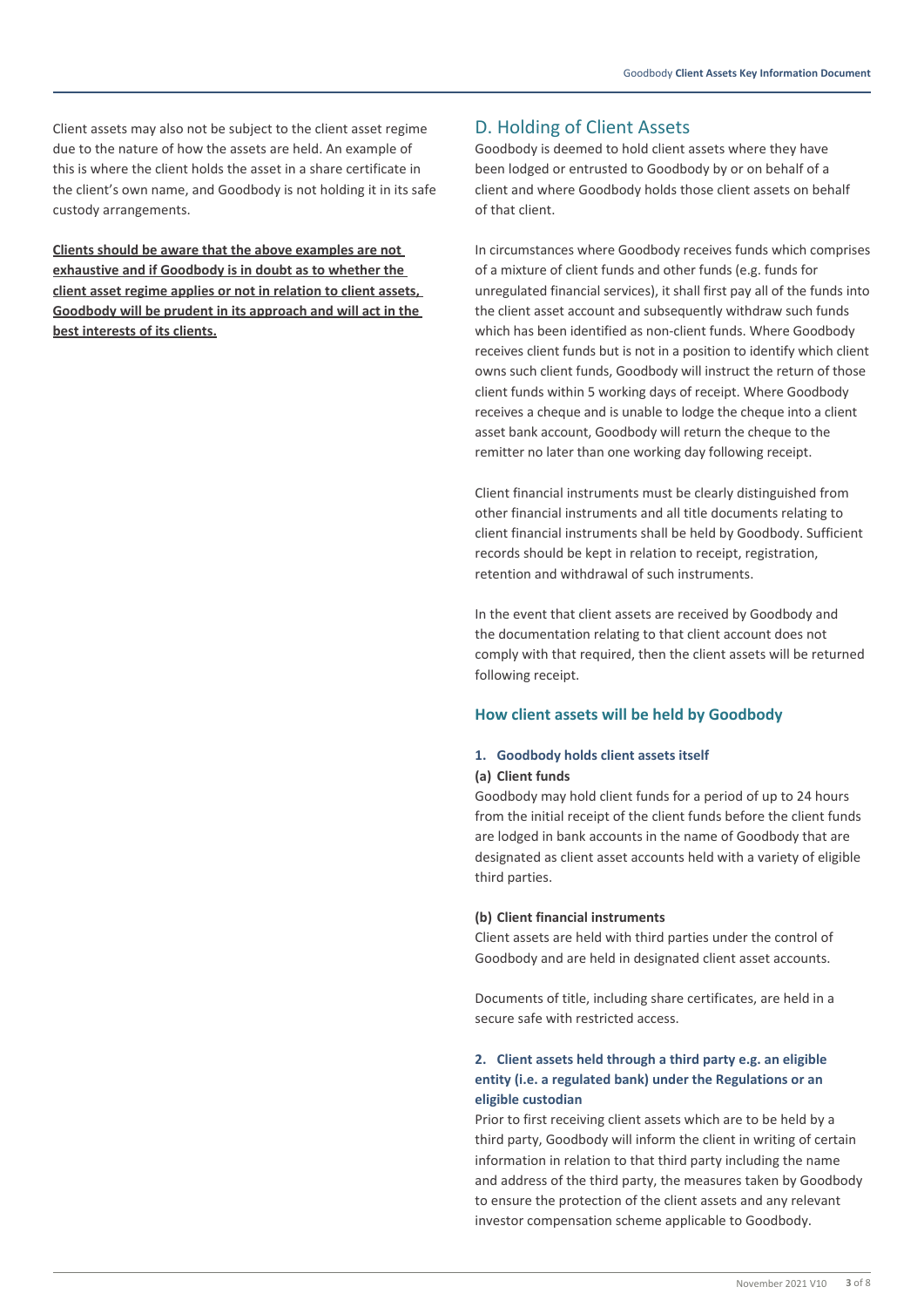Client assets may also not be subject to the client asset regime due to the nature of how the assets are held. An example of this is where the client holds the asset in a share certificate in the client's own name, and Goodbody is not holding it in its safe custody arrangements.

**Clients should be aware that the above examples are not exhaustive and if Goodbody is in doubt as to whether the client asset regime applies or not in relation to client assets, Goodbody will be prudent in its approach and will act in the best interests of its clients.**

## D. Holding of Client Assets

Goodbody is deemed to hold client assets where they have been lodged or entrusted to Goodbody by or on behalf of a client and where Goodbody holds those client assets on behalf of that client.

In circumstances where Goodbody receives funds which comprises of a mixture of client funds and other funds (e.g. funds for unregulated financial services), it shall first pay all of the funds into the client asset account and subsequently withdraw such funds which has been identified as non-client funds. Where Goodbody receives client funds but is not in a position to identify which client owns such client funds, Goodbody will instruct the return of those client funds within 5 working days of receipt. Where Goodbody receives a cheque and is unable to lodge the cheque into a client asset bank account, Goodbody will return the cheque to the remitter no later than one working day following receipt.

Client financial instruments must be clearly distinguished from other financial instruments and all title documents relating to client financial instruments shall be held by Goodbody. Sufficient records should be kept in relation to receipt, registration, retention and withdrawal of such instruments.

In the event that client assets are received by Goodbody and the documentation relating to that client account does not comply with that required, then the client assets will be returned following receipt.

### How client assets will be held by Goodbody

#### 1. Goodbody holds client assets itself

**(a) Client funds**

Goodbody may hold client funds for a period of up to 24 hours from the initial receipt of the client funds before the client funds are lodged in bank accounts in the name of Goodbody that are designated as client asset accounts held with a variety of eligible third parties.

**(b) Client financial instruments**

Client assets are held with third parties under the control of Goodbody and are held in designated client asset accounts.

Documents of title, including share certificates, are held in a secure safe with restricted access.

#### 2. Client assets held through a third party e.g. an eligible entity (i.e. a regulated bank) under the Regulations or an eligible custodian

Prior to first receiving client assets which are to be held by a third party, Goodbody will inform the client in writing of certain information in relation to that third party including the name and address of the third party, the measures taken by Goodbody to ensure the protection of the client assets and any relevant investor compensation scheme applicable to Goodbody.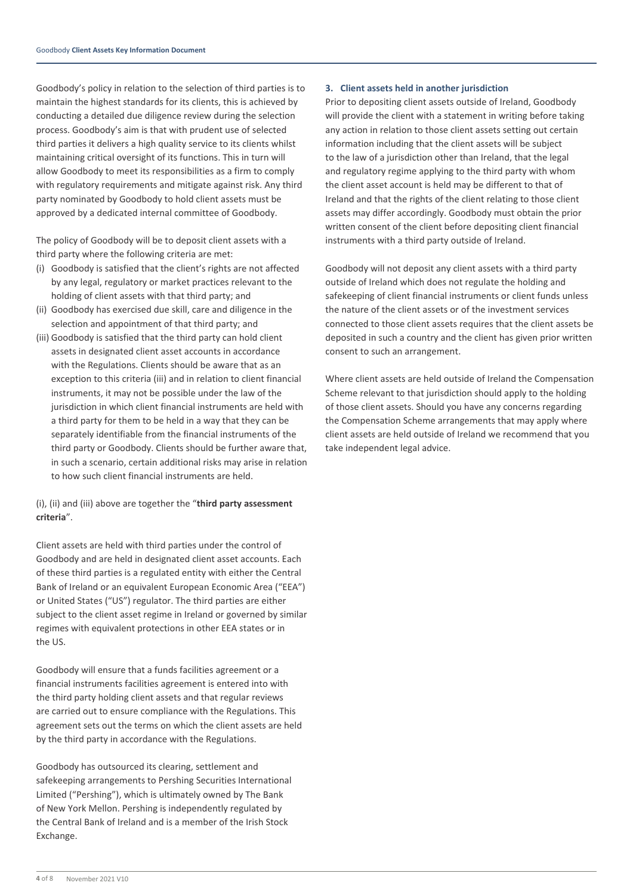Goodbody's policy in relation to the selection of third parties is to maintain the highest standards for its clients, this is achieved by conducting a detailed due diligence review during the selection process. Goodbody's aim is that with prudent use of selected third parties it delivers a high quality service to its clients whilst maintaining critical oversight of its functions. This in turn will allow Goodbody to meet its responsibilities as a firm to comply with regulatory requirements and mitigate against risk. Any third party nominated by Goodbody to hold client assets must be approved by a dedicated internal committee of Goodbody.

The policy of Goodbody will be to deposit client assets with a third party where the following criteria are met:

(i) Goodbody is satisfied that the client's rights are not affected by any legal, regulatory or market practices relevant to the holding of client assets with that third party; and

(ii) Goodbody has exercised due skill, care and diligence in the selection and appointment of that third party; and

(iii) Goodbody is satisfied that the third party can hold client assets in designated client asset accounts in accordance with the Regulations. Clients should be aware that as an exception to this criteria (iii) and in relation to client financial instruments, it may not be possible under the law of the jurisdiction in which client financial instruments are held with a third party for them to be held in a way that they can be separately identifiable from the financial instruments of the third party or Goodbody. Clients should be further aware that, in such a scenario, certain additional risks may arise in relation to how such client financial instruments are held.

(i), (ii) and (iii) above are together the "**third party assessment criteria**".

Client assets are held with third parties under the control of Goodbody and are held in designated client asset accounts. Each of these third parties is a regulated entity with either the Central Bank of Ireland or an equivalent European Economic Area ("EEA") or United States ("US") regulator. The third parties are either subject to the client asset regime in Ireland or governed by similar regimes with equivalent protections in other EEA states or in the US.

Goodbody will ensure that a funds facilities agreement or a financial instruments facilities agreement is entered into with the third party holding client assets and that regular reviews are carried out to ensure compliance with the Regulations. This agreement sets out the terms on which the client assets are held by the third party in accordance with the Regulations.

Goodbody has outsourced its clearing, settlement and safekeeping arrangements to Pershing Securities International Limited ("Pershing"), which is ultimately owned by The Bank of New York Mellon. Pershing is independently regulated by the Central Bank of Ireland and is a member of the Irish Stock Exchange.

### 3. Client assets held in another jurisdiction

Prior to depositing client assets outside of Ireland, Goodbody will provide the client with a statement in writing before taking any action in relation to those client assets setting out certain information including that the client assets will be subject to the law of a jurisdiction other than Ireland, that the legal and regulatory regime applying to the third party with whom the client asset account is held may be different to that of Ireland and that the rights of the client relating to those client assets may differ accordingly. Goodbody must obtain the prior written consent of the client before depositing client financial instruments with a third party outside of Ireland.

Goodbody will not deposit any client assets with a third party outside of Ireland which does not regulate the holding and safekeeping of client financial instruments or client funds unless the nature of the client assets or of the investment services connected to those client assets requires that the client assets be deposited in such a country and the client has given prior written consent to such an arrangement.

Where client assets are held outside of Ireland the Compensation Scheme relevant to that jurisdiction should apply to the holding of those client assets. Should you have any concerns regarding the Compensation Scheme arrangements that may apply where client assets are held outside of Ireland we recommend that you take independent legal advice.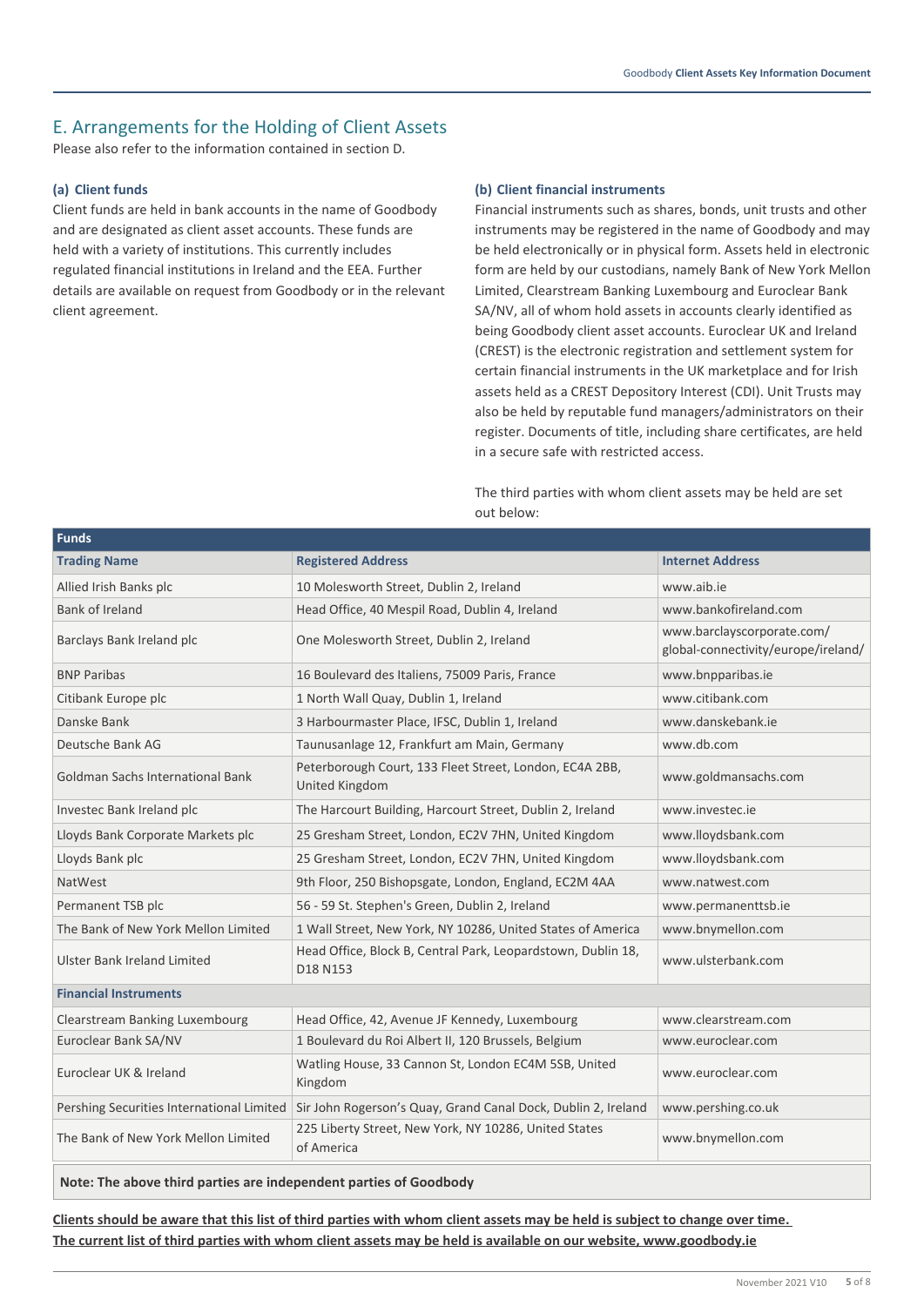## E. Arrangements for the Holding of Client Assets

Please also refer to the information contained in section D.

### (a) Client funds

Client funds are held in bank accounts in the name of Goodbody and are designated as client asset accounts. These funds are held with a variety of institutions. This currently includes regulated financial institutions in Ireland and the EEA. Further details are available on request from Goodbody or in the relevant client agreement.

### (b) Client financial instruments

Financial instruments such as shares, bonds, unit trusts and other instruments may be registered in the name of Goodbody and may be held electronically or in physical form. Assets held in electronic form are held by our custodians, namely Bank of New York Mellon Limited, Clearstream Banking Luxembourg and Euroclear Bank SA/NV, all of whom hold assets in accounts clearly identified as being Goodbody client asset accounts. Euroclear UK and Ireland (CREST) is the electronic registration and settlement system for certain financial instruments in the UK marketplace and for Irish assets held as a CREST Depository Interest (CDI). Unit Trusts may also be held by reputable fund managers/administrators on their register. Documents of title, including share certificates, are held in a secure safe with restricted access.

The third parties with whom client assets may be held are set out below:

| **Funds** | | |
|---|---|---|
| **Trading Name** | **Registered Address** | **Internet Address** |
| Allied Irish Banks plc | 10 Molesworth Street, Dublin 2, Ireland | www.aib.ie |
| Bank of Ireland | Head Office, 40 Mespil Road, Dublin 4, Ireland | www.bankofireland.com |
| Barclays Bank Ireland plc | One Molesworth Street, Dublin 2, Ireland | www.barclayscorporate.com/global-connectivity/europe/ireland/ |
| BNP Paribas | 16 Boulevard des Italiens, 75009 Paris, France | www.bnpparibas.ie |
| Citibank Europe plc | 1 North Wall Quay, Dublin 1, Ireland | www.citibank.com |
| Danske Bank | 3 Harbourmaster Place, IFSC, Dublin 1, Ireland | www.danskebank.ie |
| Deutsche Bank AG | Taunusanlage 12, Frankfurt am Main, Germany | www.db.com |
| Goldman Sachs International Bank | Peterborough Court, 133 Fleet Street, London, EC4A 2BB, United Kingdom | www.goldmansachs.com |
| Investec Bank Ireland plc | The Harcourt Building, Harcourt Street, Dublin 2, Ireland | www.investec.ie |
| Lloyds Bank Corporate Markets plc | 25 Gresham Street, London, EC2V 7HN, United Kingdom | www.lloydsbank.com |
| Lloyds Bank plc | 25 Gresham Street, London, EC2V 7HN, United Kingdom | www.lloydsbank.com |
| NatWest | 9th Floor, 250 Bishopsgate, London, England, EC2M 4AA | www.natwest.com |
| Permanent TSB plc | 56 - 59 St. Stephen's Green, Dublin 2, Ireland | www.permanenttsb.ie |
| The Bank of New York Mellon Limited | 1 Wall Street, New York, NY 10286, United States of America | www.bnymellon.com |
| Ulster Bank Ireland Limited | Head Office, Block B, Central Park, Leopardstown, Dublin 18, D18 N153 | www.ulsterbank.com |
| **Financial Instruments** | | |
| Clearstream Banking Luxembourg | Head Office, 42, Avenue JF Kennedy, Luxembourg | www.clearstream.com |
| Euroclear Bank SA/NV | 1 Boulevard du Roi Albert II, 120 Brussels, Belgium | www.euroclear.com |
| Euroclear UK & Ireland | Watling House, 33 Cannon St, London EC4M 5SB, United Kingdom | www.euroclear.com |
| Pershing Securities International Limited | Sir John Rogerson's Quay, Grand Canal Dock, Dublin 2, Ireland | www.pershing.co.uk |
| The Bank of New York Mellon Limited | 225 Liberty Street, New York, NY 10286, United States of America | www.bnymellon.com |

**Note: The above third parties are independent parties of Goodbody**

**Clients should be aware that this list of third parties with whom client assets may be held is subject to change over time. The current list of third parties with whom client assets may be held is available on our website, www.goodbody.ie**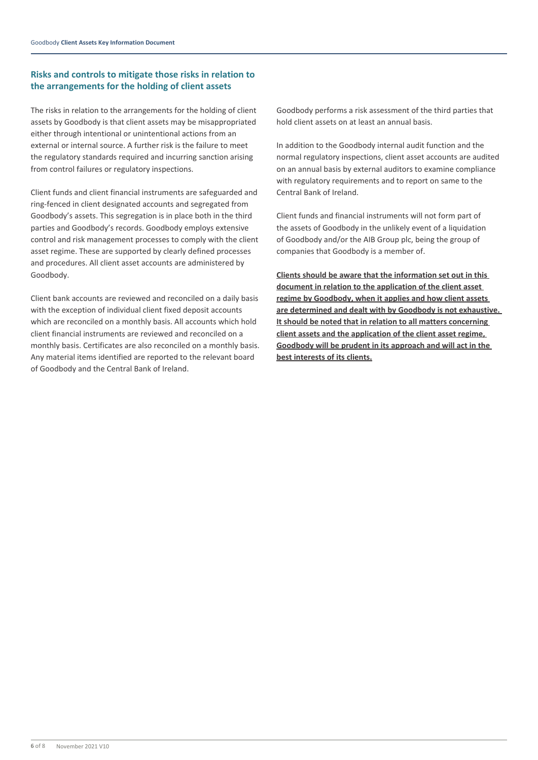## Risks and controls to mitigate those risks in relation to the arrangements for the holding of client assets

The risks in relation to the arrangements for the holding of client assets by Goodbody is that client assets may be misappropriated either through intentional or unintentional actions from an external or internal source. A further risk is the failure to meet the regulatory standards required and incurring sanction arising from control failures or regulatory inspections.

Client funds and client financial instruments are safeguarded and ring-fenced in client designated accounts and segregated from Goodbody's assets. This segregation is in place both in the third parties and Goodbody's records. Goodbody employs extensive control and risk management processes to comply with the client asset regime. These are supported by clearly defined processes and procedures. All client asset accounts are administered by Goodbody.

Client bank accounts are reviewed and reconciled on a daily basis with the exception of individual client fixed deposit accounts which are reconciled on a monthly basis. All accounts which hold client financial instruments are reviewed and reconciled on a monthly basis. Certificates are also reconciled on a monthly basis. Any material items identified are reported to the relevant board of Goodbody and the Central Bank of Ireland.

Goodbody performs a risk assessment of the third parties that hold client assets on at least an annual basis.

In addition to the Goodbody internal audit function and the normal regulatory inspections, client asset accounts are audited on an annual basis by external auditors to examine compliance with regulatory requirements and to report on same to the Central Bank of Ireland.

Client funds and financial instruments will not form part of the assets of Goodbody in the unlikely event of a liquidation of Goodbody and/or the AIB Group plc, being the group of companies that Goodbody is a member of.

**Clients should be aware that the information set out in this document in relation to the application of the client asset regime by Goodbody, when it applies and how client assets are determined and dealt with by Goodbody is not exhaustive. It should be noted that in relation to all matters concerning client assets and the application of the client asset regime, Goodbody will be prudent in its approach and will act in the best interests of its clients.**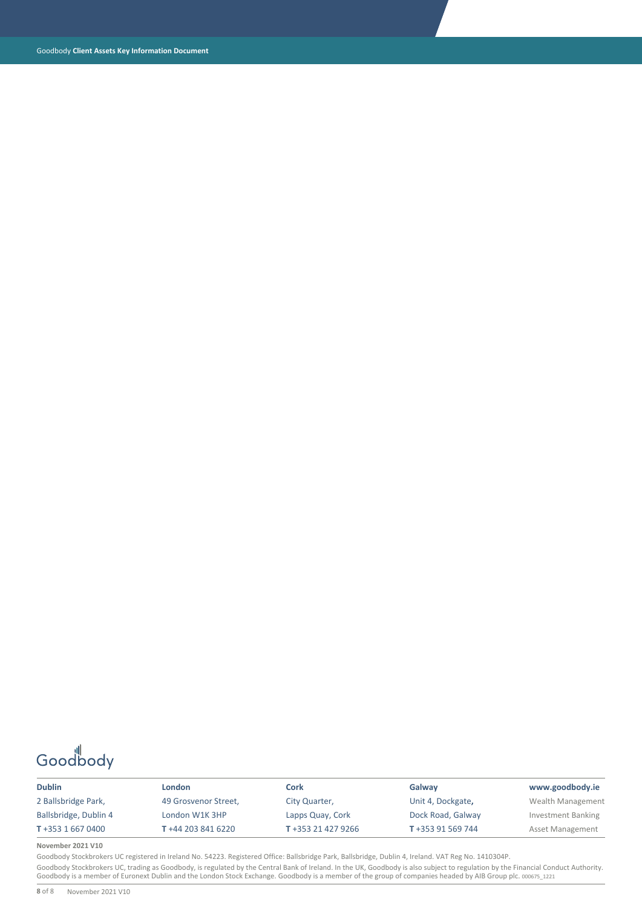Goodbody

| Dublin | London | Cork | Galway | www.goodbody.ie |
|---|---|---|---|---|
| 2 Ballsbridge Park, | 49 Grosvenor Street, | City Quarter, | Unit 4, Dockgate, | Wealth Management |
| Ballsbridge, Dublin 4 | London W1K 3HP | Lapps Quay, Cork | Dock Road, Galway | Investment Banking |
| **T** +353 1 667 0400 | **T** +44 203 841 6220 | **T** +353 21 427 9266 | **T** +353 91 569 744 | Asset Management |

**November 2021 V10**

Goodbody Stockbrokers UC registered in Ireland No. 54223. Registered Office: Ballsbridge Park, Ballsbridge, Dublin 4, Ireland. VAT Reg No. 1410304P.

Goodbody Stockbrokers UC, trading as Goodbody, is regulated by the Central Bank of Ireland. In the UK, Goodbody is also subject to regulation by the Financial Conduct Authority. Goodbody is a member of Euronext Dublin and the London Stock Exchange. Goodbody is a member of the group of companies headed by AIB Group plc. 000675_1221